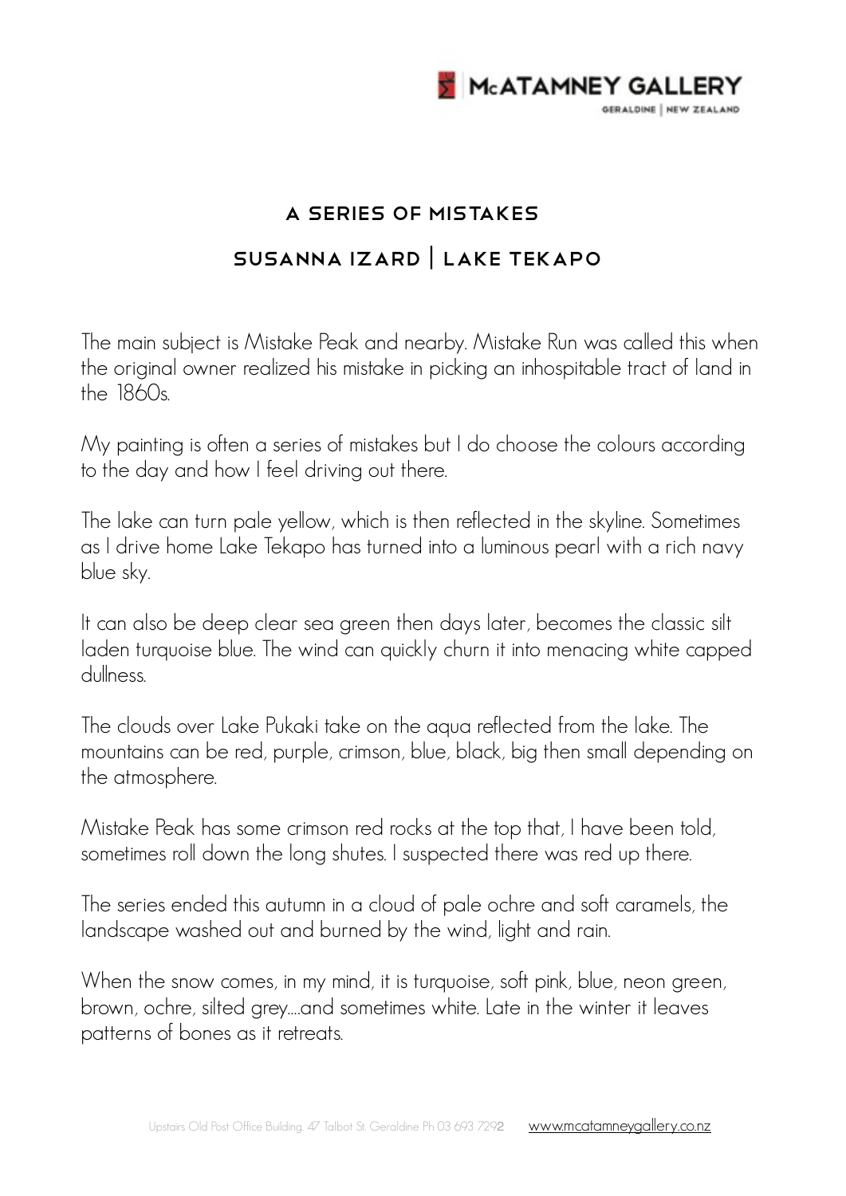# A SERIES OF MISTAKES

## SUSANNA IZARD | LAKE TEKAPO

The main subject is Mistake Peak and nearby. Mistake Run was called this when the original owner realized his mistake in picking an inhospitable tract of land in the 1860s.

My painting is often a series of mistakes but I do choose the colours according to the day and how I feel driving out there.

The lake can turn pale yellow, which is then reflected in the skyline. Sometimes as I drive home Lake Tekapo has turned into a luminous pearl with a rich navy blue sky.

It can also be deep clear sea green then days later, becomes the classic silt laden turquoise blue. The wind can quickly churn it into menacing white capped dullness.

The clouds over Lake Pukaki take on the aqua reflected from the lake. The mountains can be red, purple, crimson, blue, black, big then small depending on the atmosphere.

Mistake Peak has some crimson red rocks at the top that, I have been told, sometimes roll down the long shutes. I suspected there was red up there.

The series ended this autumn in a cloud of pale ochre and soft caramels, the landscape washed out and burned by the wind, light and rain.

When the snow comes, in my mind, it is turquoise, soft pink, blue, neon green, brown, ochre, silted grey....and sometimes white. Late in the winter it leaves patterns of bones as it retreats.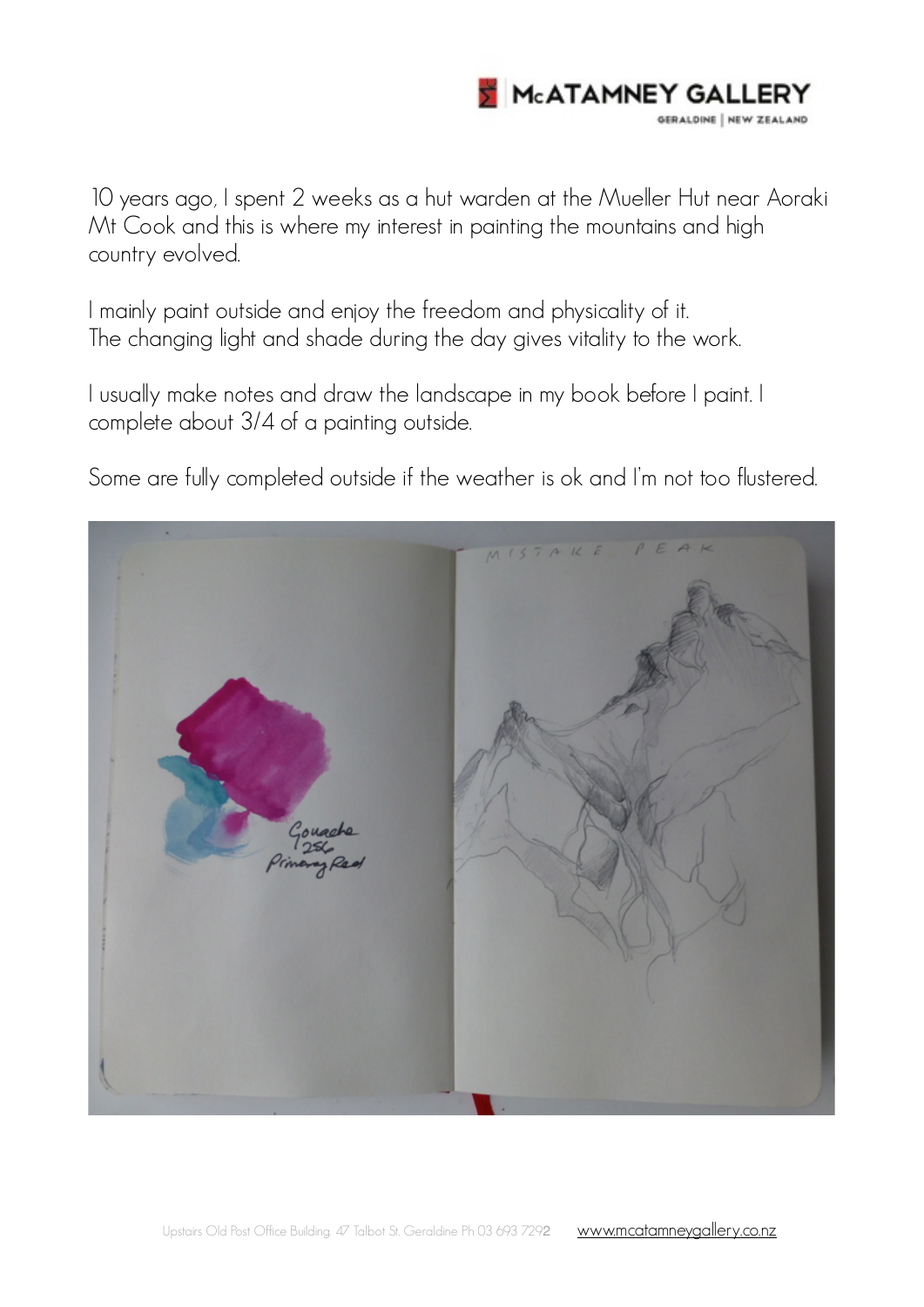10 years ago, I spent 2 weeks as a hut warden at the Mueller Hut near Aoraki Mt Cook and this is where my interest in painting the mountains and high country evolved.

I mainly paint outside and enjoy the freedom and physicality of it.
The changing light and shade during the day gives vitality to the work.

I usually make notes and draw the landscape in my book before I paint. I complete about 3/4 of a painting outside.

Some are fully completed outside if the weather is ok and I'm not too flustered.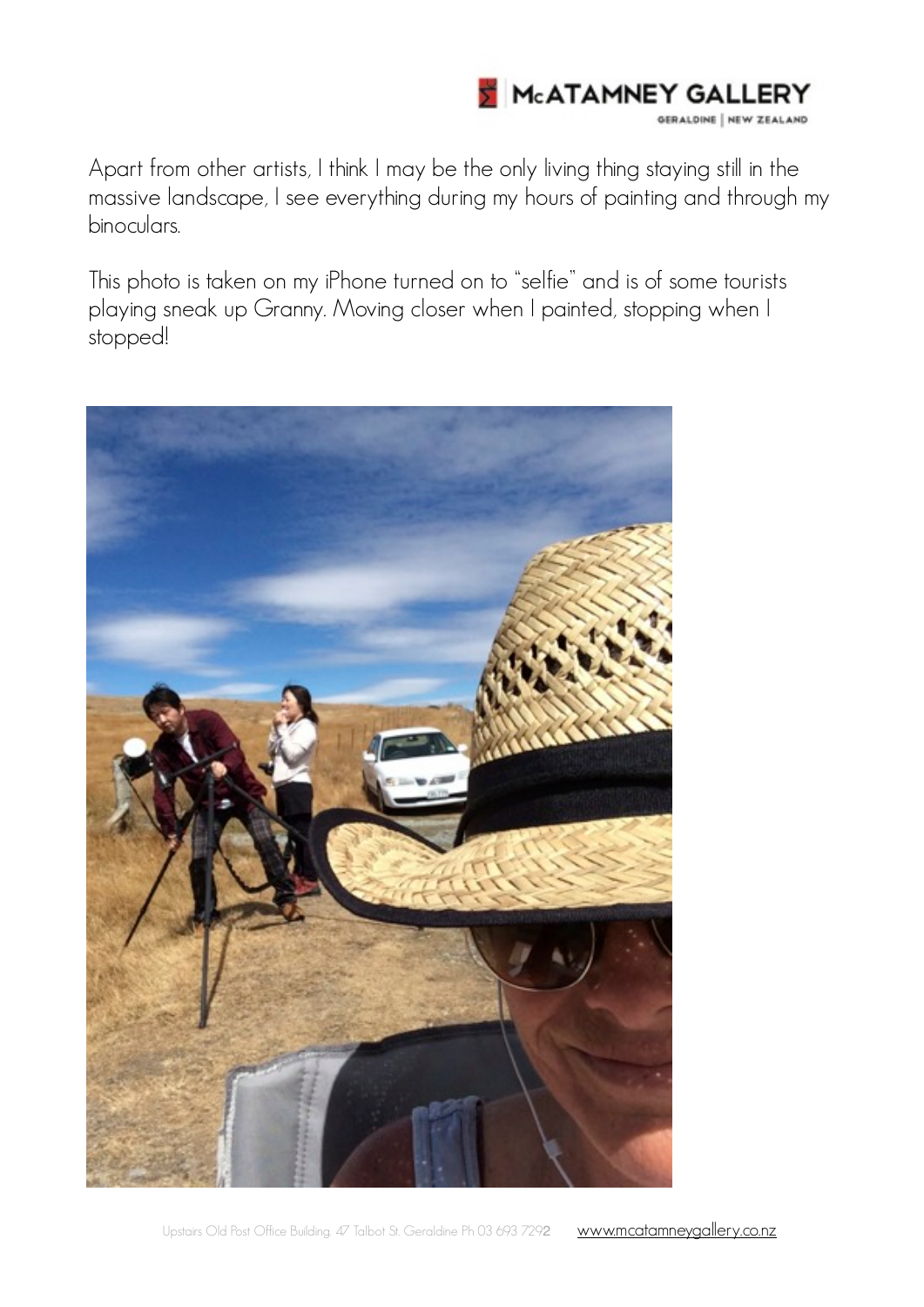Apart from other artists, I think I may be the only living thing staying still in the massive landscape, I see everything during my hours of painting and through my binoculars.

This photo is taken on my iPhone turned on to "selfie" and is of some tourists playing sneak up Granny. Moving closer when I painted, stopping when I stopped!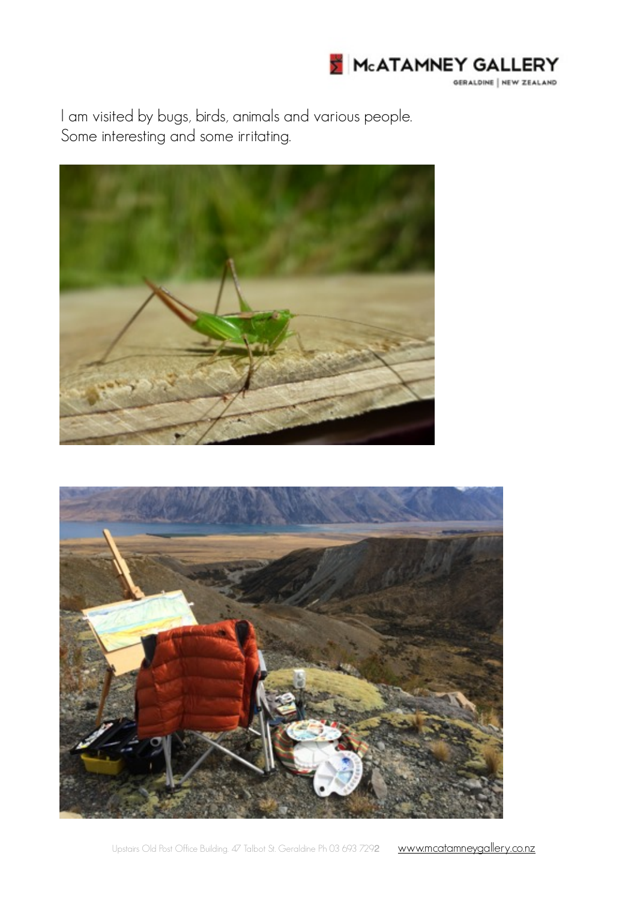I am visited by bugs, birds, animals and various people.
Some interesting and some irritating.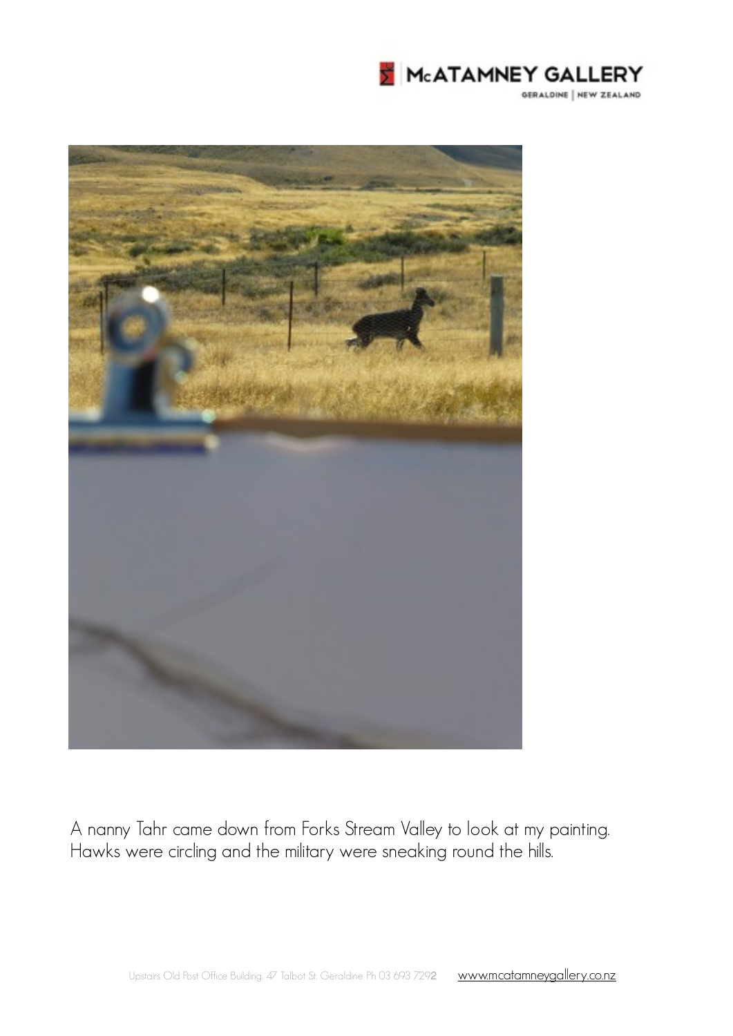A nanny Tahr came down from Forks Stream Valley to look at my painting. Hawks were circling and the military were sneaking round the hills.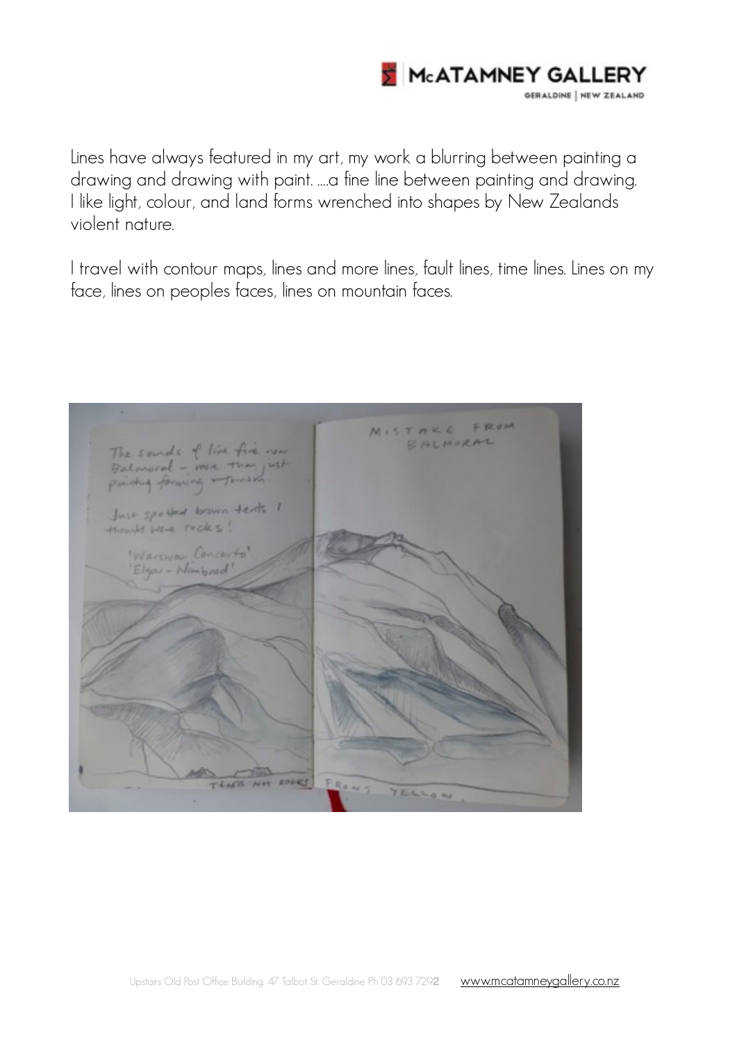Lines have always featured in my art, my work a blurring between painting a drawing and drawing with paint. ....a fine line between painting and drawing. I like light, colour, and land forms wrenched into shapes by New Zealands violent nature.

I travel with contour maps, lines and more lines, fault lines, time lines. Lines on my face, lines on peoples faces, lines on mountain faces.